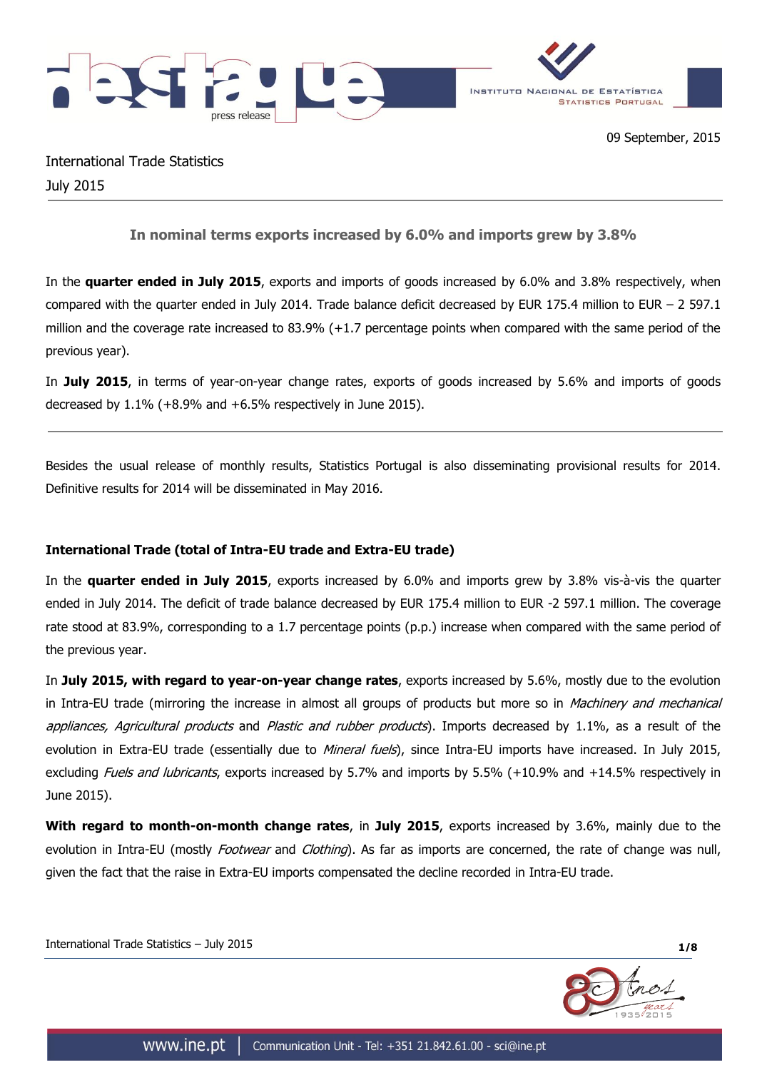09 September, 2015

International Trade Statistics
July 2015

## In nominal terms exports increased by 6.0% and imports grew by 3.8%

In the **quarter ended in July 2015**, exports and imports of goods increased by 6.0% and 3.8% respectively, when compared with the quarter ended in July 2014. Trade balance deficit decreased by EUR 175.4 million to EUR – 2 597.1 million and the coverage rate increased to 83.9% (+1.7 percentage points when compared with the same period of the previous year).

In **July 2015**, in terms of year-on-year change rates, exports of goods increased by 5.6% and imports of goods decreased by 1.1% (+8.9% and +6.5% respectively in June 2015).

---

Besides the usual release of monthly results, Statistics Portugal is also disseminating provisional results for 2014. Definitive results for 2014 will be disseminated in May 2016.

### International Trade (total of Intra-EU trade and Extra-EU trade)

In the **quarter ended in July 2015**, exports increased by 6.0% and imports grew by 3.8% vis-à-vis the quarter ended in July 2014. The deficit of trade balance decreased by EUR 175.4 million to EUR -2 597.1 million. The coverage rate stood at 83.9%, corresponding to a 1.7 percentage points (p.p.) increase when compared with the same period of the previous year.

In **July 2015, with regard to year-on-year change rates**, exports increased by 5.6%, mostly due to the evolution in Intra-EU trade (mirroring the increase in almost all groups of products but more so in *Machinery and mechanical appliances, Agricultural products* and *Plastic and rubber products*). Imports decreased by 1.1%, as a result of the evolution in Extra-EU trade (essentially due to *Mineral fuels*), since Intra-EU imports have increased. In July 2015, excluding *Fuels and lubricants*, exports increased by 5.7% and imports by 5.5% (+10.9% and +14.5% respectively in June 2015).

**With regard to month-on-month change rates**, in **July 2015**, exports increased by 3.6%, mainly due to the evolution in Intra-EU (mostly *Footwear* and *Clothing*). As far as imports are concerned, the rate of change was null, given the fact that the raise in Extra-EU imports compensated the decline recorded in Intra-EU trade.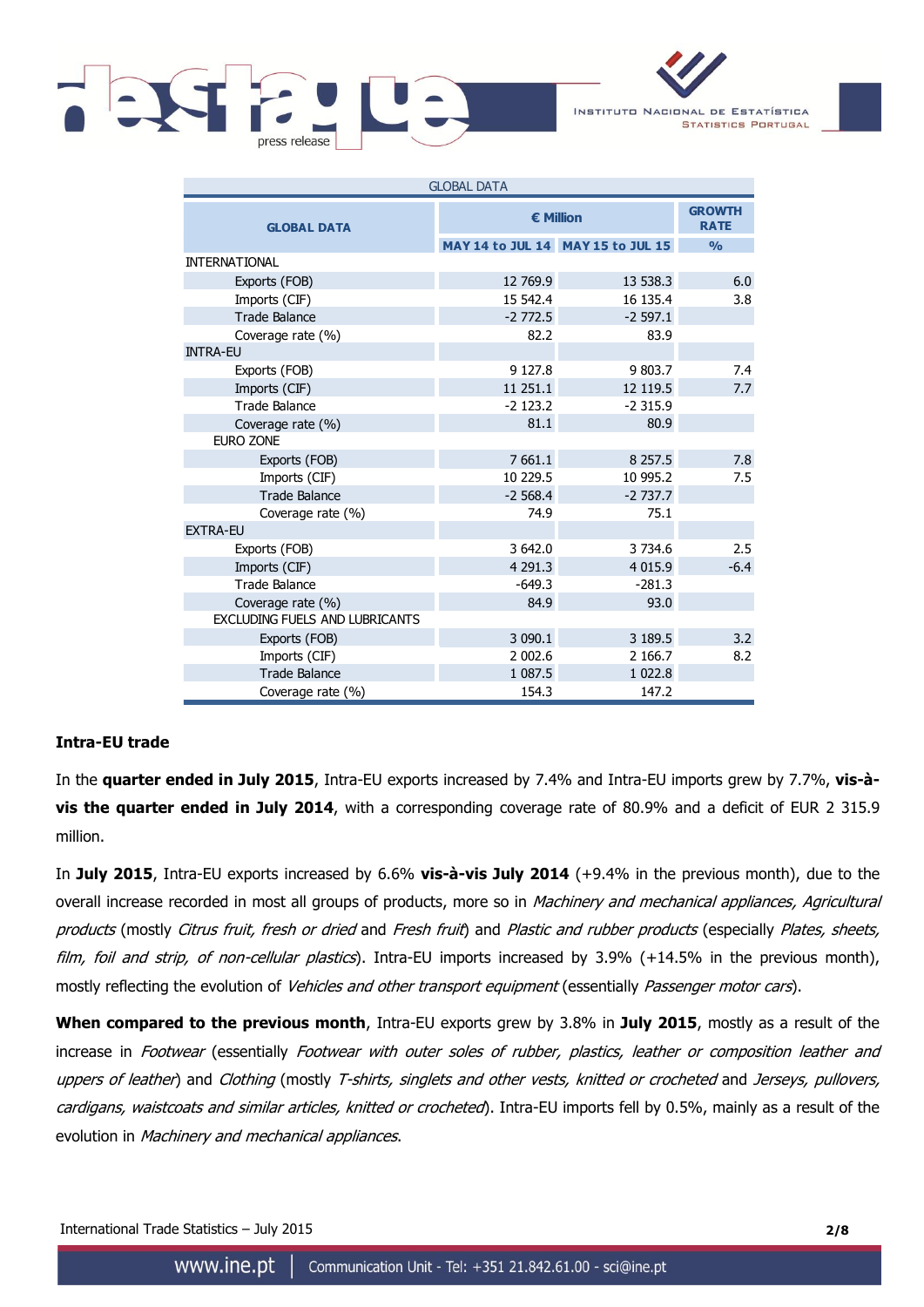| GLOBAL DATA | € Million | | GROWTH RATE |
|---|---|---|---|
| | MAY 14 to JUL 14 | MAY 15 to JUL 15 | % |
| INTERNATIONAL | | | |
| Exports (FOB) | 12 769.9 | 13 538.3 | 6.0 |
| Imports (CIF) | 15 542.4 | 16 135.4 | 3.8 |
| Trade Balance | -2 772.5 | -2 597.1 | |
| Coverage rate (%) | 82.2 | 83.9 | |
| INTRA-EU | | | |
| Exports (FOB) | 9 127.8 | 9 803.7 | 7.4 |
| Imports (CIF) | 11 251.1 | 12 119.5 | 7.7 |
| Trade Balance | -2 123.2 | -2 315.9 | |
| Coverage rate (%) | 81.1 | 80.9 | |
| EURO ZONE | | | |
| Exports (FOB) | 7 661.1 | 8 257.5 | 7.8 |
| Imports (CIF) | 10 229.5 | 10 995.2 | 7.5 |
| Trade Balance | -2 568.4 | -2 737.7 | |
| Coverage rate (%) | 74.9 | 75.1 | |
| EXTRA-EU | | | |
| Exports (FOB) | 3 642.0 | 3 734.6 | 2.5 |
| Imports (CIF) | 4 291.3 | 4 015.9 | -6.4 |
| Trade Balance | -649.3 | -281.3 | |
| Coverage rate (%) | 84.9 | 93.0 | |
| EXCLUDING FUELS AND LUBRICANTS | | | |
| Exports (FOB) | 3 090.1 | 3 189.5 | 3.2 |
| Imports (CIF) | 2 002.6 | 2 166.7 | 8.2 |
| Trade Balance | 1 087.5 | 1 022.8 | |
| Coverage rate (%) | 154.3 | 147.2 | |

**Intra-EU trade**

In the **quarter ended in July 2015**, Intra-EU exports increased by 7.4% and Intra-EU imports grew by 7.7%, **vis-à-vis the quarter ended in July 2014**, with a corresponding coverage rate of 80.9% and a deficit of EUR 2 315.9 million.

In **July 2015**, Intra-EU exports increased by 6.6% **vis-à-vis July 2014** (+9.4% in the previous month), due to the overall increase recorded in most all groups of products, more so in *Machinery and mechanical appliances, Agricultural products* (mostly *Citrus fruit, fresh or dried* and *Fresh fruit*) and *Plastic and rubber products* (especially *Plates, sheets, film, foil and strip, of non-cellular plastics*). Intra-EU imports increased by 3.9% (+14.5% in the previous month), mostly reflecting the evolution of *Vehicles and other transport equipment* (essentially *Passenger motor cars*).

**When compared to the previous month**, Intra-EU exports grew by 3.8% in **July 2015**, mostly as a result of the increase in *Footwear* (essentially *Footwear with outer soles of rubber, plastics, leather or composition leather and uppers of leather*) and *Clothing* (mostly *T-shirts, singlets and other vests, knitted or crocheted* and *Jerseys, pullovers, cardigans, waistcoats and similar articles, knitted or crocheted*). Intra-EU imports fell by 0.5%, mainly as a result of the evolution in *Machinery and mechanical appliances*.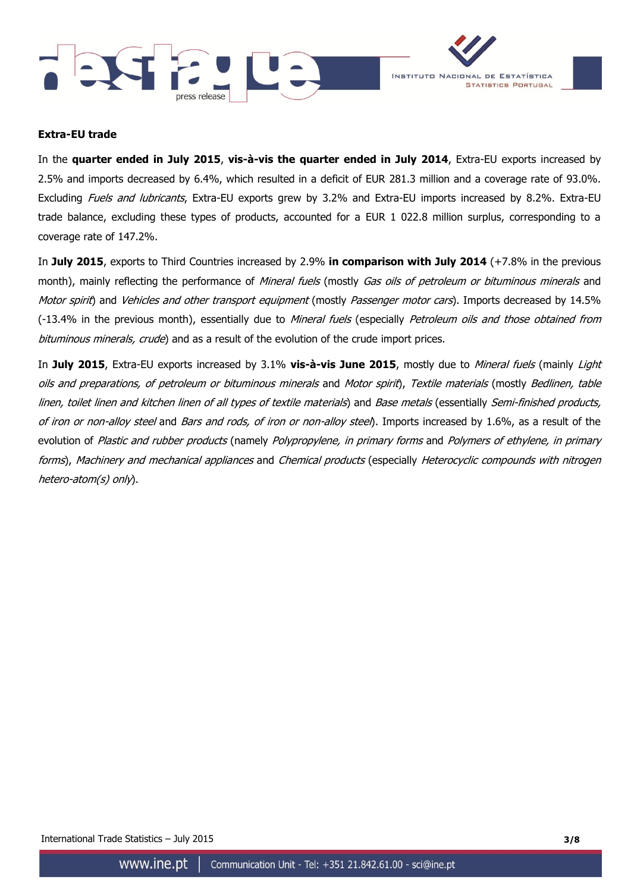**Extra-EU trade**

In the **quarter ended in July 2015**, **vis-à-vis the quarter ended in July 2014**, Extra-EU exports increased by 2.5% and imports decreased by 6.4%, which resulted in a deficit of EUR 281.3 million and a coverage rate of 93.0%. Excluding *Fuels and lubricants*, Extra-EU exports grew by 3.2% and Extra-EU imports increased by 8.2%. Extra-EU trade balance, excluding these types of products, accounted for a EUR 1 022.8 million surplus, corresponding to a coverage rate of 147.2%.

In **July 2015**, exports to Third Countries increased by 2.9% **in comparison with July 2014** (+7.8% in the previous month), mainly reflecting the performance of *Mineral fuels* (mostly *Gas oils of petroleum or bituminous minerals* and *Motor spirit*) and *Vehicles and other transport equipment* (mostly *Passenger motor cars*). Imports decreased by 14.5% (-13.4% in the previous month), essentially due to *Mineral fuels* (especially *Petroleum oils and those obtained from bituminous minerals, crude*) and as a result of the evolution of the crude import prices.

In **July 2015**, Extra-EU exports increased by 3.1% **vis-à-vis June 2015**, mostly due to *Mineral fuels* (mainly *Light oils and preparations, of petroleum or bituminous minerals* and *Motor spirit*), *Textile materials* (mostly *Bedlinen, table linen, toilet linen and kitchen linen of all types of textile materials*) and *Base metals* (essentially *Semi-finished products, of iron or non-alloy steel* and *Bars and rods, of iron or non-alloy steel*). Imports increased by 1.6%, as a result of the evolution of *Plastic and rubber products* (namely *Polypropylene, in primary forms* and *Polymers of ethylene, in primary forms*), *Machinery and mechanical appliances* and *Chemical products* (especially *Heterocyclic compounds with nitrogen hetero-atom(s) only*).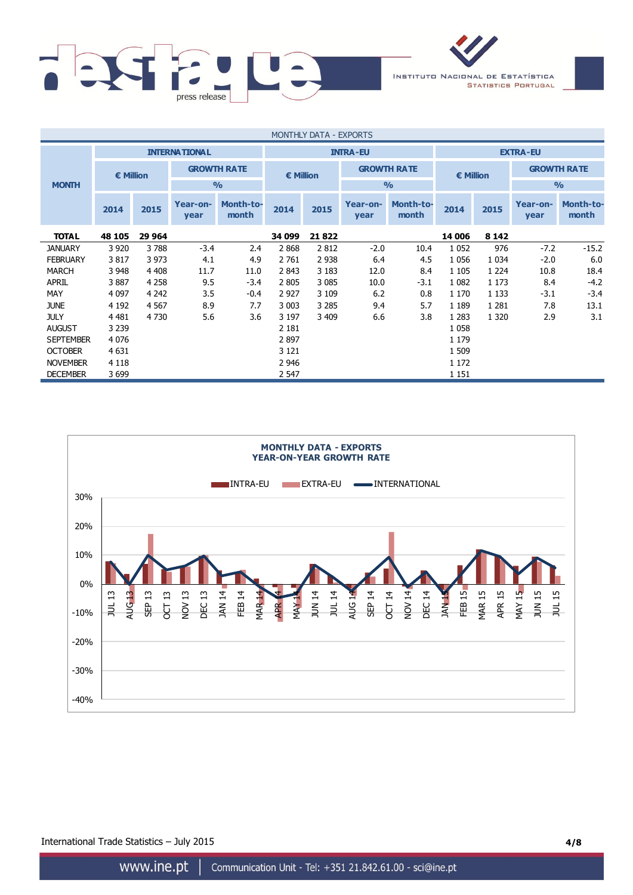MONTHLY DATA - EXPORTS

| MONTH | INTERNATIONAL | | | | INTRA-EU | | | | EXTRA-EU | | | |
|---|---|---|---|---|---|---|---|---|---|---|---|---|
| | € Million | | GROWTH RATE % | | € Million | | GROWTH RATE % | | € Million | | GROWTH RATE % | |
| | 2014 | 2015 | Year-on-year | Month-to-month | 2014 | 2015 | Year-on-year | Month-to-month | 2014 | 2015 | Year-on-year | Month-to-month |
| **TOTAL** | **48 105** | **29 964** | | | **34 099** | **21 822** | | | **14 006** | **8 142** | | |
| JANUARY | 3 920 | 3 788 | -3.4 | 2.4 | 2 868 | 2 812 | -2.0 | 10.4 | 1 052 | 976 | -7.2 | -15.2 |
| FEBRUARY | 3 817 | 3 973 | 4.1 | 4.9 | 2 761 | 2 938 | 6.4 | 4.5 | 1 056 | 1 034 | -2.0 | 6.0 |
| MARCH | 3 948 | 4 408 | 11.7 | 11.0 | 2 843 | 3 183 | 12.0 | 8.4 | 1 105 | 1 224 | 10.8 | 18.4 |
| APRIL | 3 887 | 4 258 | 9.5 | -3.4 | 2 805 | 3 085 | 10.0 | -3.1 | 1 082 | 1 173 | 8.4 | -4.2 |
| MAY | 4 097 | 4 242 | 3.5 | -0.4 | 2 927 | 3 109 | 6.2 | 0.8 | 1 170 | 1 133 | -3.1 | -3.4 |
| JUNE | 4 192 | 4 567 | 8.9 | 7.7 | 3 003 | 3 285 | 9.4 | 5.7 | 1 189 | 1 281 | 7.8 | 13.1 |
| JULY | 4 481 | 4 730 | 5.6 | 3.6 | 3 197 | 3 409 | 6.6 | 3.8 | 1 283 | 1 320 | 2.9 | 3.1 |
| AUGUST | 3 239 | | | | 2 181 | | | | 1 058 | | | |
| SEPTEMBER | 4 076 | | | | 2 897 | | | | 1 179 | | | |
| OCTOBER | 4 631 | | | | 3 121 | | | | 1 509 | | | |
| NOVEMBER | 4 118 | | | | 2 946 | | | | 1 172 | | | |
| DECEMBER | 3 699 | | | | 2 547 | | | | 1 151 | | | |

**MONTHLY DATA - EXPORTS**
**YEAR-ON-YEAR GROWTH RATE**

INTRA-EU, EXTRA-EU, INTERNATIONAL

JUL 13 – JUL 15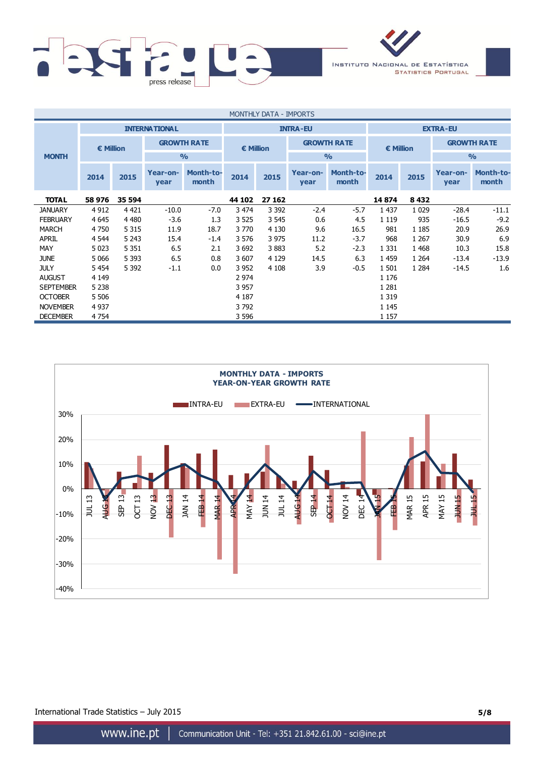MONTHLY DATA - IMPORTS

| MONTH | INTERNATIONAL | | | | INTRA-EU | | | | EXTRA-EU | | | |
|---|---|---|---|---|---|---|---|---|---|---|---|---|
| | € Million | | GROWTH RATE % | | € Million | | GROWTH RATE % | | € Million | | GROWTH RATE % | |
| | 2014 | 2015 | Year-on-year | Month-to-month | 2014 | 2015 | Year-on-year | Month-to-month | 2014 | 2015 | Year-on-year | Month-to-month |
| **TOTAL** | **58 976** | **35 594** | | | **44 102** | **27 162** | | | **14 874** | **8 432** | | |
| JANUARY | 4 912 | 4 421 | -10.0 | -7.0 | 3 474 | 3 392 | -2.4 | -5.7 | 1 437 | 1 029 | -28.4 | -11.1 |
| FEBRUARY | 4 645 | 4 480 | -3.6 | 1.3 | 3 525 | 3 545 | 0.6 | 4.5 | 1 119 | 935 | -16.5 | -9.2 |
| MARCH | 4 750 | 5 315 | 11.9 | 18.7 | 3 770 | 4 130 | 9.6 | 16.5 | 981 | 1 185 | 20.9 | 26.9 |
| APRIL | 4 544 | 5 243 | 15.4 | -1.4 | 3 576 | 3 975 | 11.2 | -3.7 | 968 | 1 267 | 30.9 | 6.9 |
| MAY | 5 023 | 5 351 | 6.5 | 2.1 | 3 692 | 3 883 | 5.2 | -2.3 | 1 331 | 1 468 | 10.3 | 15.8 |
| JUNE | 5 066 | 5 393 | 6.5 | 0.8 | 3 607 | 4 129 | 14.5 | 6.3 | 1 459 | 1 264 | -13.4 | -13.9 |
| JULY | 5 454 | 5 392 | -1.1 | 0.0 | 3 952 | 4 108 | 3.9 | -0.5 | 1 501 | 1 284 | -14.5 | 1.6 |
| AUGUST | 4 149 | | | | 2 974 | | | | 1 176 | | | |
| SEPTEMBER | 5 238 | | | | 3 957 | | | | 1 281 | | | |
| OCTOBER | 5 506 | | | | 4 187 | | | | 1 319 | | | |
| NOVEMBER | 4 937 | | | | 3 792 | | | | 1 145 | | | |
| DECEMBER | 4 754 | | | | 3 596 | | | | 1 157 | | | |

**MONTHLY DATA - IMPORTS**
**YEAR-ON-YEAR GROWTH RATE**

INTRA-EU | EXTRA-EU | INTERNATIONAL

International Trade Statistics – July 2015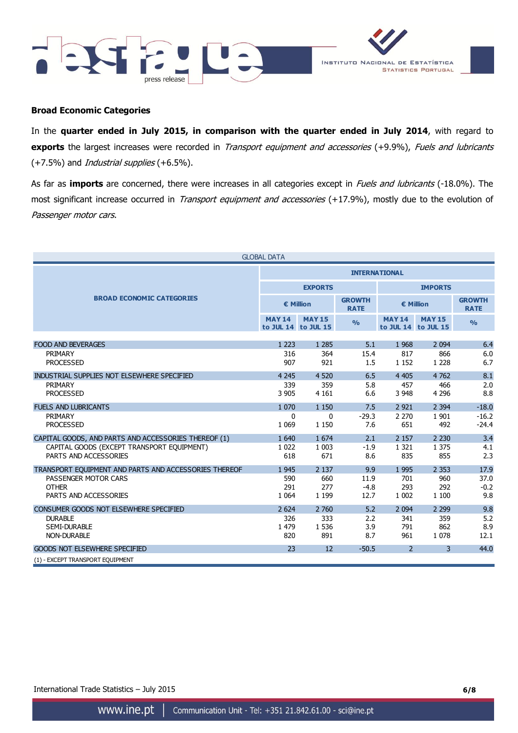## Broad Economic Categories

In the **quarter ended in July 2015, in comparison with the quarter ended in July 2014**, with regard to **exports** the largest increases were recorded in *Transport equipment and accessories* (+9.9%), *Fuels and lubricants* (+7.5%) and *Industrial supplies* (+6.5%).

As far as **imports** are concerned, there were increases in all categories except in *Fuels and lubricants* (-18.0%). The most significant increase occurred in *Transport equipment and accessories* (+17.9%), mostly due to the evolution of *Passenger motor cars*.

GLOBAL DATA

| BROAD ECONOMIC CATEGORIES | INTERNATIONAL | | | | | |
|---|---|---|---|---|---|---|
| | EXPORTS | | | IMPORTS | | |
| | € Million | | GROWTH RATE | € Million | | GROWTH RATE |
| | MAY 14 to JUL 14 | MAY 15 to JUL 15 | % | MAY 14 to JUL 14 | MAY 15 to JUL 15 | % |
| FOOD AND BEVERAGES | 1 223 | 1 285 | 5.1 | 1 968 | 2 094 | 6.4 |
| PRIMARY | 316 | 364 | 15.4 | 817 | 866 | 6.0 |
| PROCESSED | 907 | 921 | 1.5 | 1 152 | 1 228 | 6.7 |
| INDUSTRIAL SUPPLIES NOT ELSEWHERE SPECIFIED | 4 245 | 4 520 | 6.5 | 4 405 | 4 762 | 8.1 |
| PRIMARY | 339 | 359 | 5.8 | 457 | 466 | 2.0 |
| PROCESSED | 3 905 | 4 161 | 6.6 | 3 948 | 4 296 | 8.8 |
| FUELS AND LUBRICANTS | 1 070 | 1 150 | 7.5 | 2 921 | 2 394 | -18.0 |
| PRIMARY | 0 | 0 | -29.3 | 2 270 | 1 901 | -16.2 |
| PROCESSED | 1 069 | 1 150 | 7.6 | 651 | 492 | -24.4 |
| CAPITAL GOODS, AND PARTS AND ACCESSORIES THEREOF (1) | 1 640 | 1 674 | 2.1 | 2 157 | 2 230 | 3.4 |
| CAPITAL GOODS (EXCEPT TRANSPORT EQUIPMENT) | 1 022 | 1 003 | -1.9 | 1 321 | 1 375 | 4.1 |
| PARTS AND ACCESSORIES | 618 | 671 | 8.6 | 835 | 855 | 2.3 |
| TRANSPORT EQUIPMENT AND PARTS AND ACCESSORIES THEREOF | 1 945 | 2 137 | 9.9 | 1 995 | 2 353 | 17.9 |
| PASSENGER MOTOR CARS | 590 | 660 | 11.9 | 701 | 960 | 37.0 |
| OTHER | 291 | 277 | -4.8 | 293 | 292 | -0.2 |
| PARTS AND ACCESSORIES | 1 064 | 1 199 | 12.7 | 1 002 | 1 100 | 9.8 |
| CONSUMER GOODS NOT ELSEWHERE SPECIFIED | 2 624 | 2 760 | 5.2 | 2 094 | 2 299 | 9.8 |
| DURABLE | 326 | 333 | 2.2 | 341 | 359 | 5.2 |
| SEMI-DURABLE | 1 479 | 1 536 | 3.9 | 791 | 862 | 8.9 |
| NON-DURABLE | 820 | 891 | 8.7 | 961 | 1 078 | 12.1 |
| GOODS NOT ELSEWHERE SPECIFIED | 23 | 12 | -50.5 | 2 | 3 | 44.0 |

(1) - EXCEPT TRANSPORT EQUIPMENT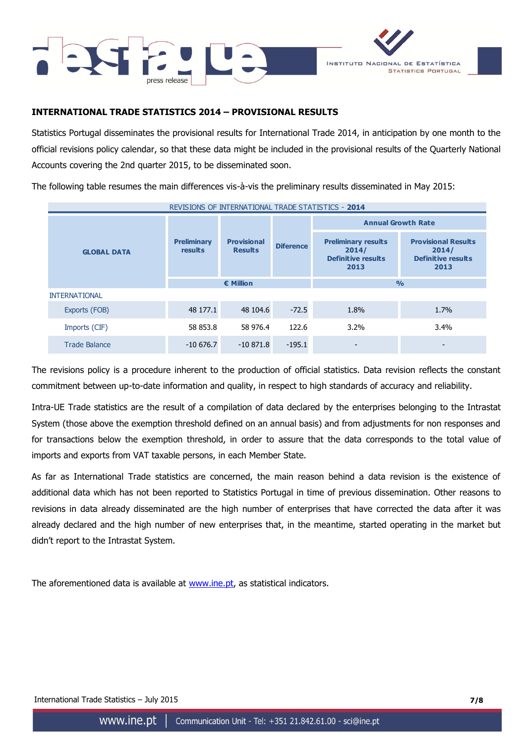## INTERNATIONAL TRADE STATISTICS 2014 – PROVISIONAL RESULTS

Statistics Portugal disseminates the provisional results for International Trade 2014, in anticipation by one month to the official revisions policy calendar, so that these data might be included in the provisional results of the Quarterly National Accounts covering the 2nd quarter 2015, to be disseminated soon.

The following table resumes the main differences vis-à-vis the preliminary results disseminated in May 2015:

REVISIONS OF INTERNATIONAL TRADE STATISTICS - **2014**

| GLOBAL DATA | Preliminary results | Provisional Results | Diference | Annual Growth Rate | |
|---|---|---|---|---|---|
| | | | | Preliminary results 2014/ Definitive results 2013 | Provisional Results 2014/ Definitive results 2013 |
| | € Million | | | % | |
| INTERNATIONAL | | | | | |
| Exports (FOB) | 48 177.1 | 48 104.6 | -72.5 | 1.8% | 1.7% |
| Imports (CIF) | 58 853.8 | 58 976.4 | 122.6 | 3.2% | 3.4% |
| Trade Balance | -10 676.7 | -10 871.8 | -195.1 | - | - |

The revisions policy is a procedure inherent to the production of official statistics. Data revision reflects the constant commitment between up-to-date information and quality, in respect to high standards of accuracy and reliability.

Intra-UE Trade statistics are the result of a compilation of data declared by the enterprises belonging to the Intrastat System (those above the exemption threshold defined on an annual basis) and from adjustments for non responses and for transactions below the exemption threshold, in order to assure that the data corresponds to the total value of imports and exports from VAT taxable persons, in each Member State.

As far as International Trade statistics are concerned, the main reason behind a data revision is the existence of additional data which has not been reported to Statistics Portugal in time of previous dissemination. Other reasons to revisions in data already disseminated are the high number of enterprises that have corrected the data after it was already declared and the high number of new enterprises that, in the meantime, started operating in the market but didn't report to the Intrastat System.

The aforementioned data is available at www.ine.pt, as statistical indicators.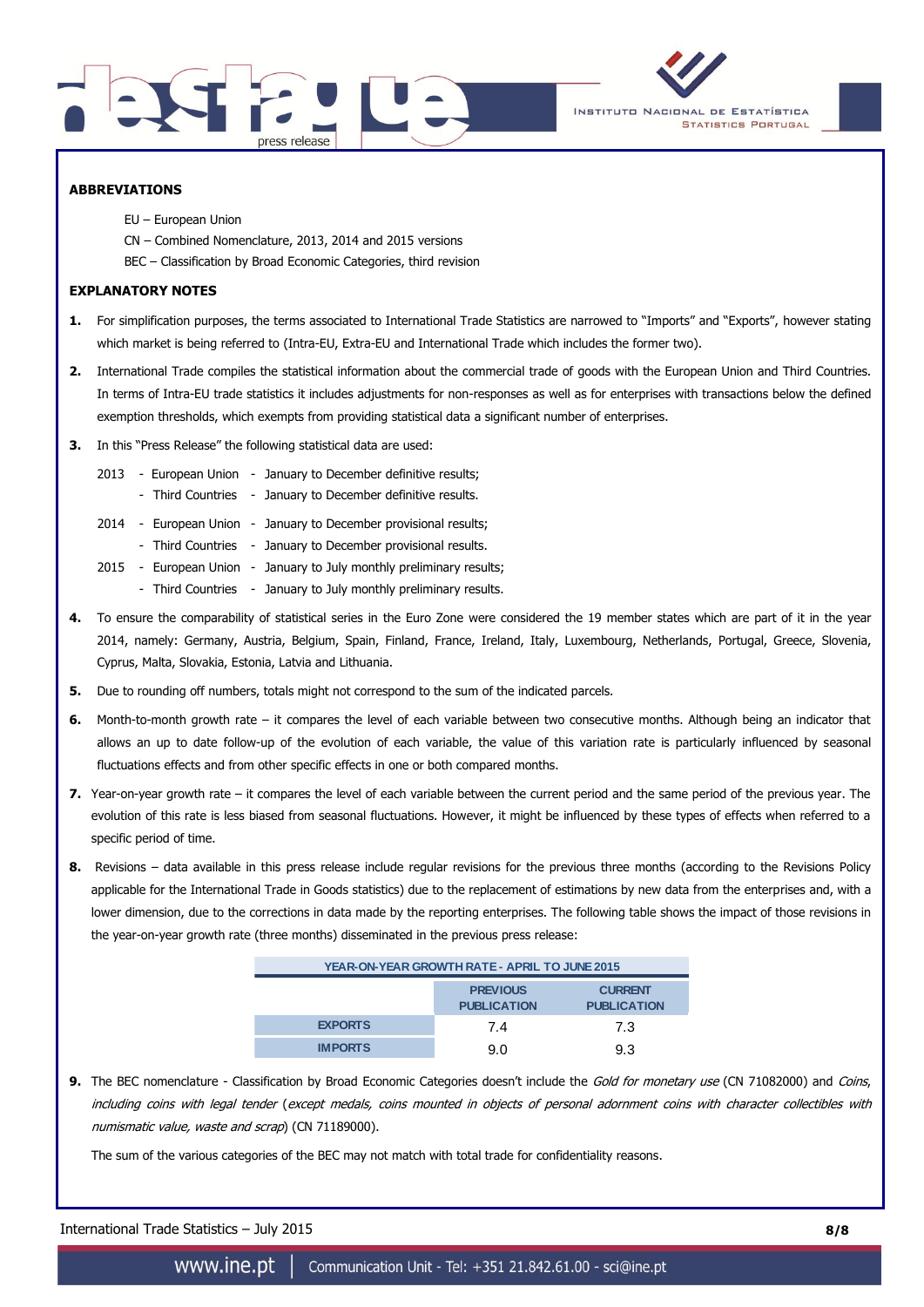## ABBREVIATIONS

EU – European Union

CN – Combined Nomenclature, 2013, 2014 and 2015 versions

BEC – Classification by Broad Economic Categories, third revision

## EXPLANATORY NOTES

1. For simplification purposes, the terms associated to International Trade Statistics are narrowed to "Imports" and "Exports", however stating which market is being referred to (Intra-EU, Extra-EU and International Trade which includes the former two).
2. International Trade compiles the statistical information about the commercial trade of goods with the European Union and Third Countries. In terms of Intra-EU trade statistics it includes adjustments for non-responses as well as for enterprises with transactions below the defined exemption thresholds, which exempts from providing statistical data a significant number of enterprises.
3. In this "Press Release" the following statistical data are used:

   2013 - European Union - January to December definitive results;
   - Third Countries - January to December definitive results.

   2014 - European Union - January to December provisional results;
   - Third Countries - January to December provisional results.

   2015 - European Union - January to July monthly preliminary results;
   - Third Countries - January to July monthly preliminary results.
4. To ensure the comparability of statistical series in the Euro Zone were considered the 19 member states which are part of it in the year 2014, namely: Germany, Austria, Belgium, Spain, Finland, France, Ireland, Italy, Luxembourg, Netherlands, Portugal, Greece, Slovenia, Cyprus, Malta, Slovakia, Estonia, Latvia and Lithuania.
5. Due to rounding off numbers, totals might not correspond to the sum of the indicated parcels.
6. Month-to-month growth rate – it compares the level of each variable between two consecutive months. Although being an indicator that allows an up to date follow-up of the evolution of each variable, the value of this variation rate is particularly influenced by seasonal fluctuations effects and from other specific effects in one or both compared months.
7. Year-on-year growth rate – it compares the level of each variable between the current period and the same period of the previous year. The evolution of this rate is less biased from seasonal fluctuations. However, it might be influenced by these types of effects when referred to a specific period of time.
8. Revisions – data available in this press release include regular revisions for the previous three months (according to the Revisions Policy applicable for the International Trade in Goods statistics) due to the replacement of estimations by new data from the enterprises and, with a lower dimension, due to the corrections in data made by the reporting enterprises. The following table shows the impact of those revisions in the year-on-year growth rate (three months) disseminated in the previous press release:

| YEAR-ON-YEAR GROWTH RATE - APRIL TO JUNE 2015 | | |
|---|---|---|
| | PREVIOUS PUBLICATION | CURRENT PUBLICATION |
| EXPORTS | 7.4 | 7.3 |
| IMPORTS | 9.0 | 9.3 |

9. The BEC nomenclature - Classification by Broad Economic Categories doesn't include the *Gold for monetary use* (CN 71082000) and *Coins, including coins with legal tender* (*except medals, coins mounted in objects of personal adornment coins with character collectibles with numismatic value, waste and scrap*) (CN 71189000).

   The sum of the various categories of the BEC may not match with total trade for confidentiality reasons.